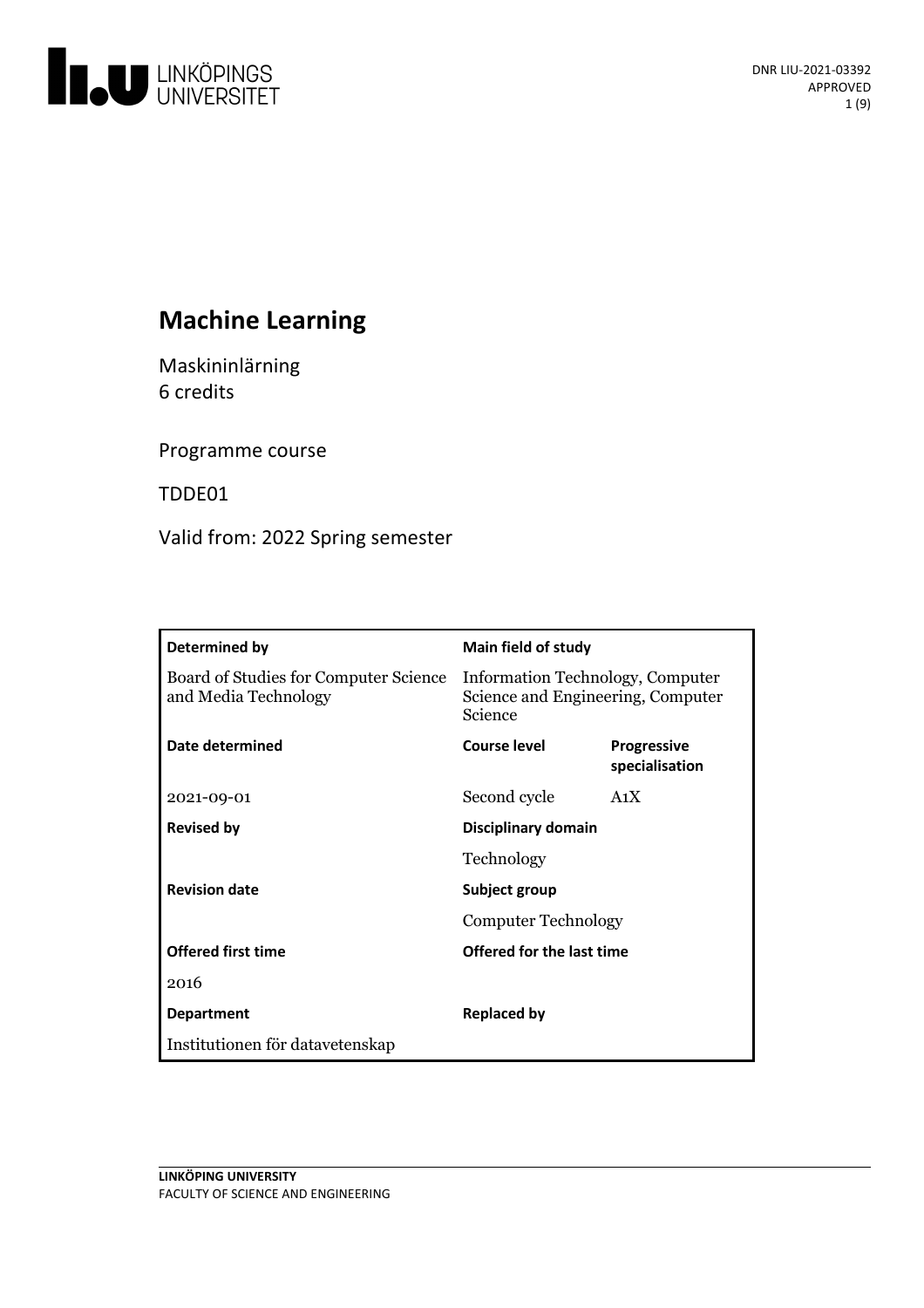LINKÖPINGS UNIVERSITET

DNR LIU-2021-03392
APPROVED

# Machine Learning

Maskininlärning
6 credits

Programme course

TDDE01

Valid from: 2022 Spring semester

| Determined by | Main field of study | |
|---|---|---|
| Board of Studies for Computer Science and Media Technology | Information Technology, Computer Science and Engineering, Computer Science | |
| **Date determined** | **Course level** | **Progressive specialisation** |
| 2021-09-01 | Second cycle | A1X |
| **Revised by** | **Disciplinary domain** | |
| | Technology | |
| **Revision date** | **Subject group** | |
| | Computer Technology | |
| **Offered first time** | **Offered for the last time** | |
| 2016 | | |
| **Department** | **Replaced by** | |
| Institutionen för datavetenskap | | |

LINKÖPING UNIVERSITY
FACULTY OF SCIENCE AND ENGINEERING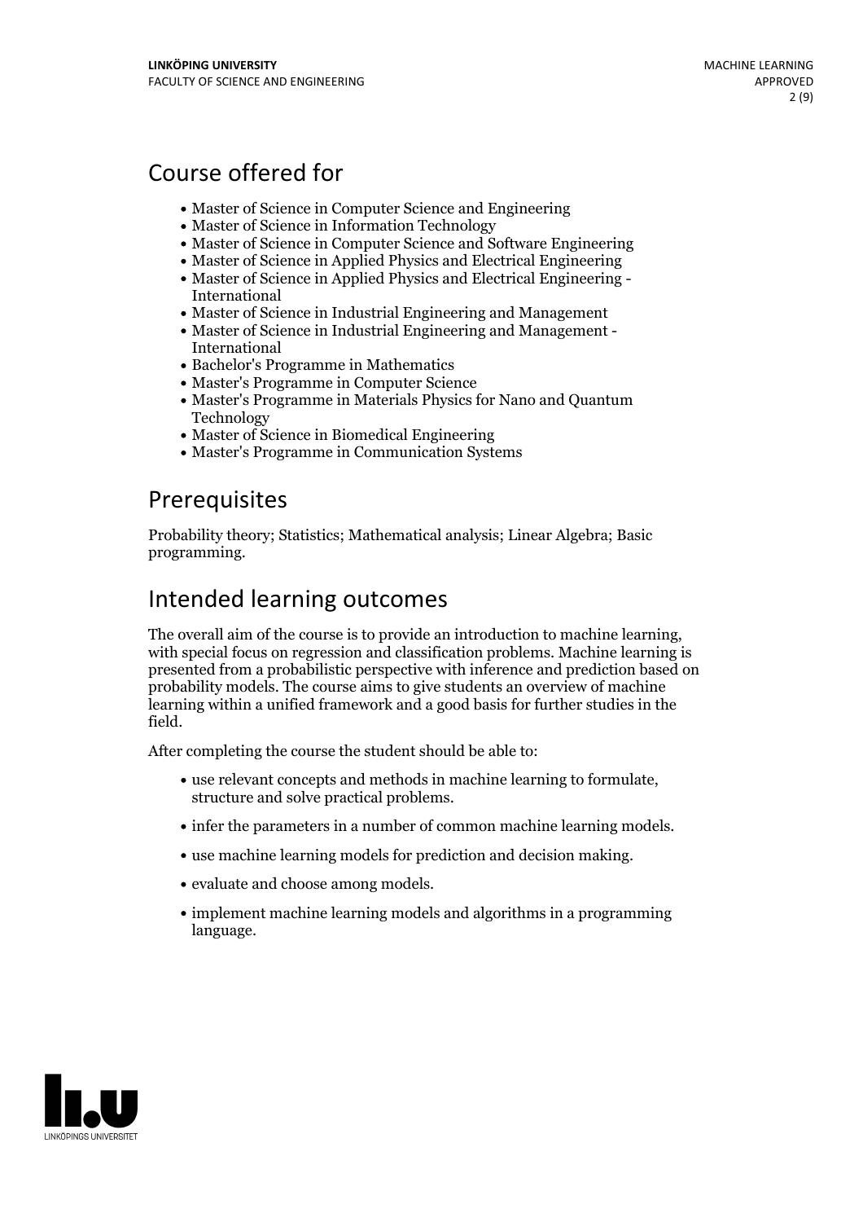# Course offered for

- Master of Science in Computer Science and Engineering
- Master of Science in Information Technology
- Master of Science in Computer Science and Software Engineering
- Master of Science in Applied Physics and Electrical Engineering
- Master of Science in Applied Physics and Electrical Engineering - International
- Master of Science in Industrial Engineering and Management
- Master of Science in Industrial Engineering and Management - International
- Bachelor's Programme in Mathematics
- Master's Programme in Computer Science
- Master's Programme in Materials Physics for Nano and Quantum Technology
- Master of Science in Biomedical Engineering
- Master's Programme in Communication Systems

# Prerequisites

Probability theory; Statistics; Mathematical analysis; Linear Algebra; Basic programming.

# Intended learning outcomes

The overall aim of the course is to provide an introduction to machine learning, with special focus on regression and classification problems. Machine learning is presented from a probabilistic perspective with inference and prediction based on probability models. The course aims to give students an overview of machine learning within a unified framework and a good basis for further studies in the field.

After completing the course the student should be able to:

- use relevant concepts and methods in machine learning to formulate, structure and solve practical problems.
- infer the parameters in a number of common machine learning models.
- use machine learning models for prediction and decision making.
- evaluate and choose among models.
- implement machine learning models and algorithms in a programming language.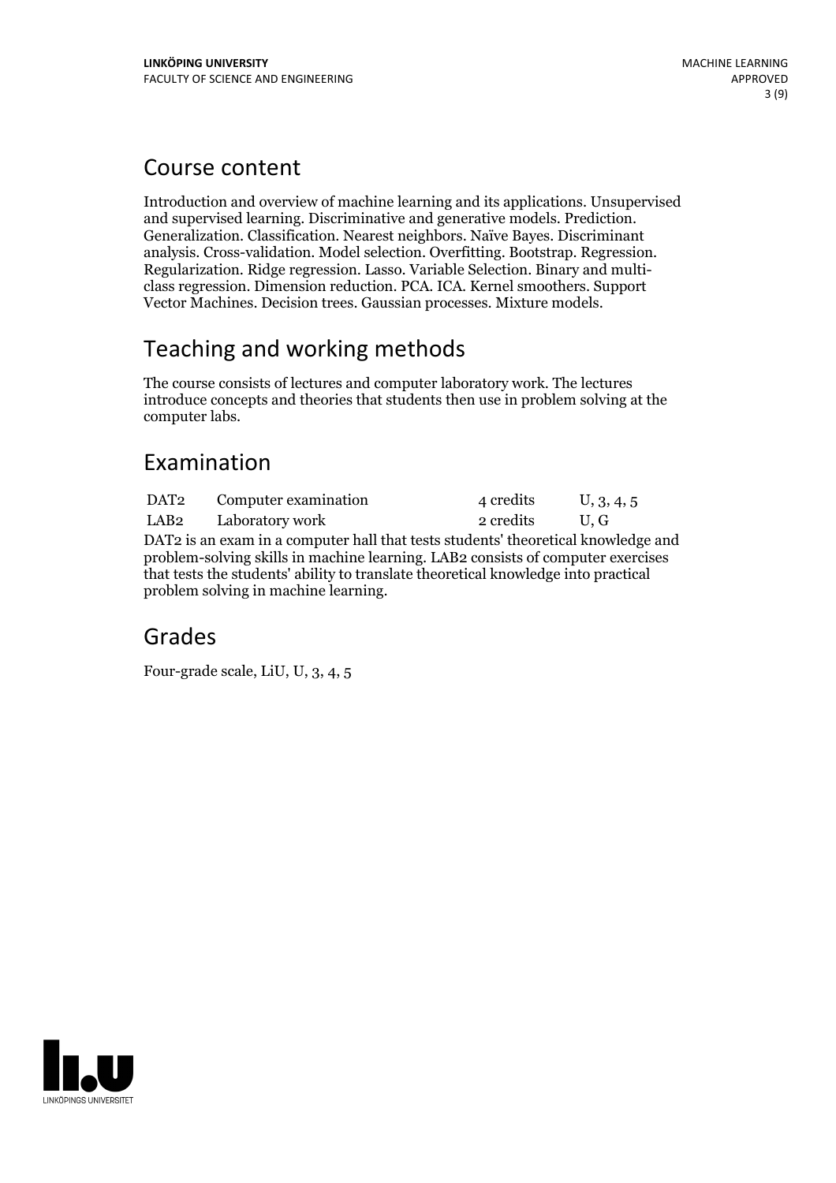## Course content

Introduction and overview of machine learning and its applications. Unsupervised and supervised learning. Discriminative and generative models. Prediction. Generalization. Classification. Nearest neighbors. Naïve Bayes. Discriminant analysis. Cross-validation. Model selection. Overfitting. Bootstrap. Regression. Regularization. Ridge regression. Lasso. Variable Selection. Binary and multi-class regression. Dimension reduction. PCA. ICA. Kernel smoothers. Support Vector Machines. Decision trees. Gaussian processes. Mixture models.

## Teaching and working methods

The course consists of lectures and computer laboratory work. The lectures introduce concepts and theories that students then use in problem solving at the computer labs.

## Examination

| | | | |
|---|---|---|---|
| DAT2 | Computer examination | 4 credits | U, 3, 4, 5 |
| LAB2 | Laboratory work | 2 credits | U, G |

DAT2 is an exam in a computer hall that tests students' theoretical knowledge and problem-solving skills in machine learning. LAB2 consists of computer exercises that tests the students' ability to translate theoretical knowledge into practical problem solving in machine learning.

## Grades

Four-grade scale, LiU, U, 3, 4, 5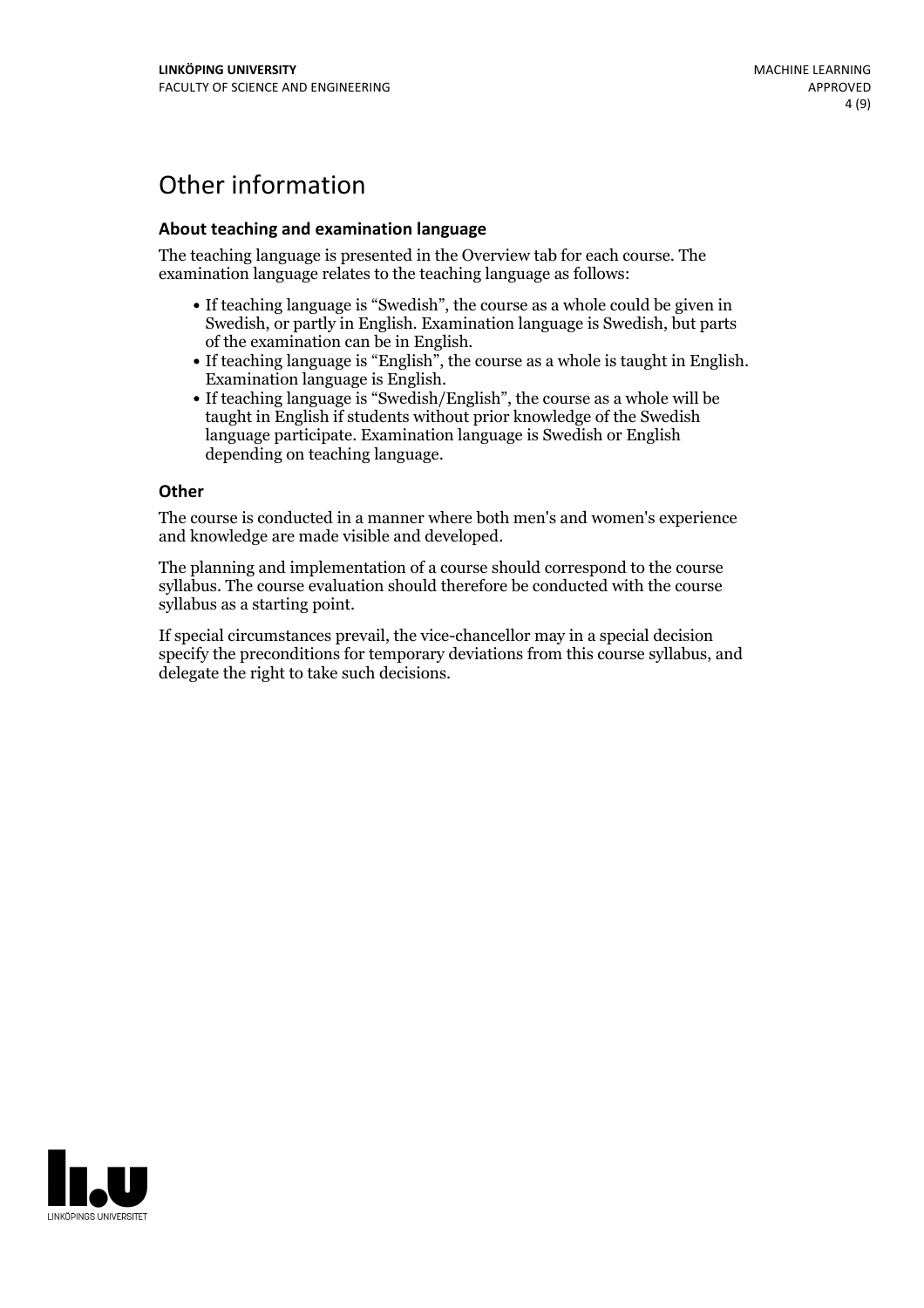# Other information

### About teaching and examination language

The teaching language is presented in the Overview tab for each course. The examination language relates to the teaching language as follows:

- If teaching language is "Swedish", the course as a whole could be given in Swedish, or partly in English. Examination language is Swedish, but parts of the examination can be in English.
- If teaching language is "English", the course as a whole is taught in English. Examination language is English.
- If teaching language is "Swedish/English", the course as a whole will be taught in English if students without prior knowledge of the Swedish language participate. Examination language is Swedish or English depending on teaching language.

### Other

The course is conducted in a manner where both men's and women's experience and knowledge are made visible and developed.

The planning and implementation of a course should correspond to the course syllabus. The course evaluation should therefore be conducted with the course syllabus as a starting point.

If special circumstances prevail, the vice-chancellor may in a special decision specify the preconditions for temporary deviations from this course syllabus, and delegate the right to take such decisions.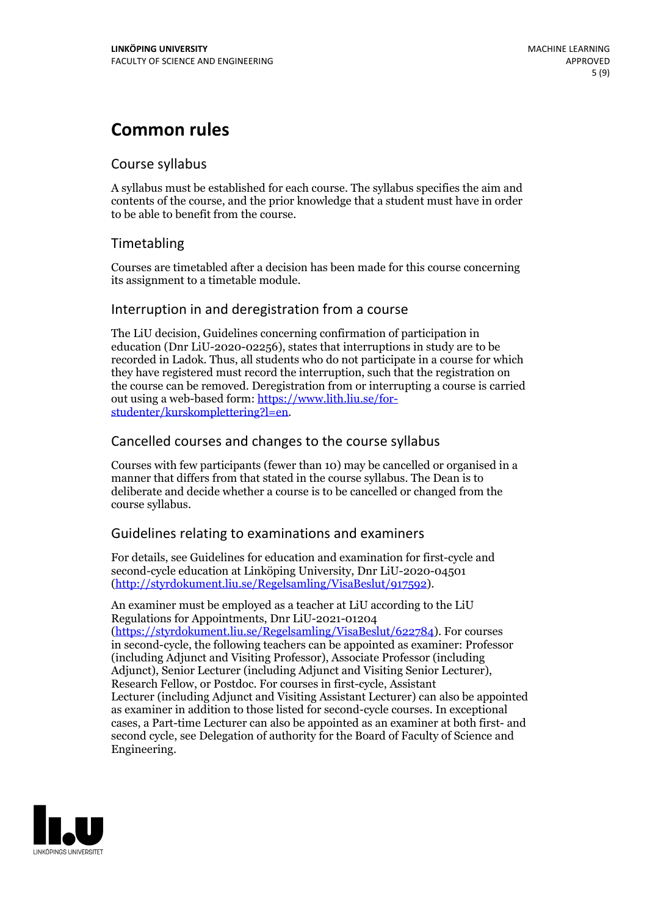# Common rules

## Course syllabus

A syllabus must be established for each course. The syllabus specifies the aim and contents of the course, and the prior knowledge that a student must have in order to be able to benefit from the course.

## Timetabling

Courses are timetabled after a decision has been made for this course concerning its assignment to a timetable module.

## Interruption in and deregistration from a course

The LiU decision, Guidelines concerning confirmation of participation in education (Dnr LiU-2020-02256), states that interruptions in study are to be recorded in Ladok. Thus, all students who do not participate in a course for which they have registered must record the interruption, such that the registration on the course can be removed. Deregistration from or interrupting a course is carried out using a web-based form: [https://www.lith.liu.se/for-studenter/kurskomplettering?l=en](https://www.lith.liu.se/for-studenter/kurskomplettering?l=en).

## Cancelled courses and changes to the course syllabus

Courses with few participants (fewer than 10) may be cancelled or organised in a manner that differs from that stated in the course syllabus. The Dean is to deliberate and decide whether a course is to be cancelled or changed from the course syllabus.

## Guidelines relating to examinations and examiners

For details, see Guidelines for education and examination for first-cycle and second-cycle education at Linköping University, Dnr LiU-2020-04501 ([http://styrdokument.liu.se/Regelsamling/VisaBeslut/917592](http://styrdokument.liu.se/Regelsamling/VisaBeslut/917592)).

An examiner must be employed as a teacher at LiU according to the LiU Regulations for Appointments, Dnr LiU-2021-01204 ([https://styrdokument.liu.se/Regelsamling/VisaBeslut/622784](https://styrdokument.liu.se/Regelsamling/VisaBeslut/622784)). For courses in second-cycle, the following teachers can be appointed as examiner: Professor (including Adjunct and Visiting Professor), Associate Professor (including Adjunct), Senior Lecturer (including Adjunct and Visiting Senior Lecturer), Research Fellow, or Postdoc. For courses in first-cycle, Assistant Lecturer (including Adjunct and Visiting Assistant Lecturer) can also be appointed as examiner in addition to those listed for second-cycle courses. In exceptional cases, a Part-time Lecturer can also be appointed as an examiner at both first- and second cycle, see Delegation of authority for the Board of Faculty of Science and Engineering.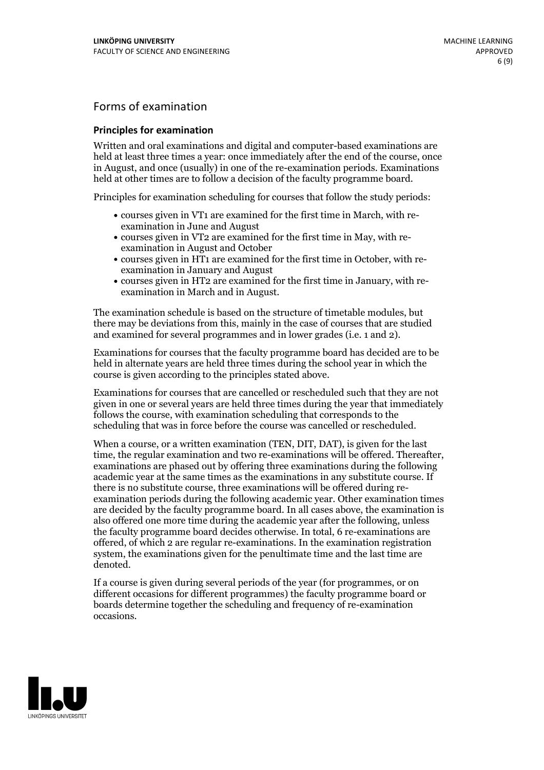## Forms of examination

### Principles for examination

Written and oral examinations and digital and computer-based examinations are held at least three times a year: once immediately after the end of the course, once in August, and once (usually) in one of the re-examination periods. Examinations held at other times are to follow a decision of the faculty programme board.

Principles for examination scheduling for courses that follow the study periods:

- courses given in VT1 are examined for the first time in March, with re-examination in June and August
- courses given in VT2 are examined for the first time in May, with re-examination in August and October
- courses given in HT1 are examined for the first time in October, with re-examination in January and August
- courses given in HT2 are examined for the first time in January, with re-examination in March and in August.

The examination schedule is based on the structure of timetable modules, but there may be deviations from this, mainly in the case of courses that are studied and examined for several programmes and in lower grades (i.e. 1 and 2).

Examinations for courses that the faculty programme board has decided are to be held in alternate years are held three times during the school year in which the course is given according to the principles stated above.

Examinations for courses that are cancelled or rescheduled such that they are not given in one or several years are held three times during the year that immediately follows the course, with examination scheduling that corresponds to the scheduling that was in force before the course was cancelled or rescheduled.

When a course, or a written examination (TEN, DIT, DAT), is given for the last time, the regular examination and two re-examinations will be offered. Thereafter, examinations are phased out by offering three examinations during the following academic year at the same times as the examinations in any substitute course. If there is no substitute course, three examinations will be offered during re-examination periods during the following academic year. Other examination times are decided by the faculty programme board. In all cases above, the examination is also offered one more time during the academic year after the following, unless the faculty programme board decides otherwise. In total, 6 re-examinations are offered, of which 2 are regular re-examinations. In the examination registration system, the examinations given for the penultimate time and the last time are denoted.

If a course is given during several periods of the year (for programmes, or on different occasions for different programmes) the faculty programme board or boards determine together the scheduling and frequency of re-examination occasions.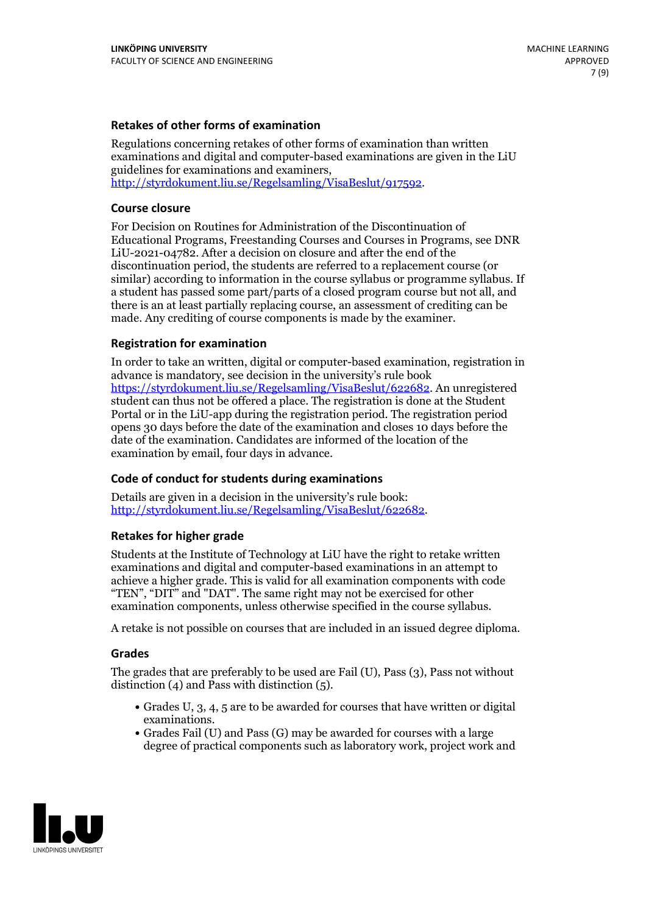### Retakes of other forms of examination

Regulations concerning retakes of other forms of examination than written examinations and digital and computer-based examinations are given in the LiU guidelines for examinations and examiners, http://styrdokument.liu.se/Regelsamling/VisaBeslut/917592.

### Course closure

For Decision on Routines for Administration of the Discontinuation of Educational Programs, Freestanding Courses and Courses in Programs, see DNR LiU-2021-04782. After a decision on closure and after the end of the discontinuation period, the students are referred to a replacement course (or similar) according to information in the course syllabus or programme syllabus. If a student has passed some part/parts of a closed program course but not all, and there is an at least partially replacing course, an assessment of crediting can be made. Any crediting of course components is made by the examiner.

### Registration for examination

In order to take an written, digital or computer-based examination, registration in advance is mandatory, see decision in the university's rule book https://styrdokument.liu.se/Regelsamling/VisaBeslut/622682. An unregistered student can thus not be offered a place. The registration is done at the Student Portal or in the LiU-app during the registration period. The registration period opens 30 days before the date of the examination and closes 10 days before the date of the examination. Candidates are informed of the location of the examination by email, four days in advance.

### Code of conduct for students during examinations

Details are given in a decision in the university's rule book: http://styrdokument.liu.se/Regelsamling/VisaBeslut/622682.

### Retakes for higher grade

Students at the Institute of Technology at LiU have the right to retake written examinations and digital and computer-based examinations in an attempt to achieve a higher grade. This is valid for all examination components with code "TEN", "DIT" and "DAT". The same right may not be exercised for other examination components, unless otherwise specified in the course syllabus.

A retake is not possible on courses that are included in an issued degree diploma.

### Grades

The grades that are preferably to be used are Fail (U), Pass (3), Pass not without distinction (4) and Pass with distinction (5).

- Grades U, 3, 4, 5 are to be awarded for courses that have written or digital examinations.
- Grades Fail (U) and Pass (G) may be awarded for courses with a large degree of practical components such as laboratory work, project work and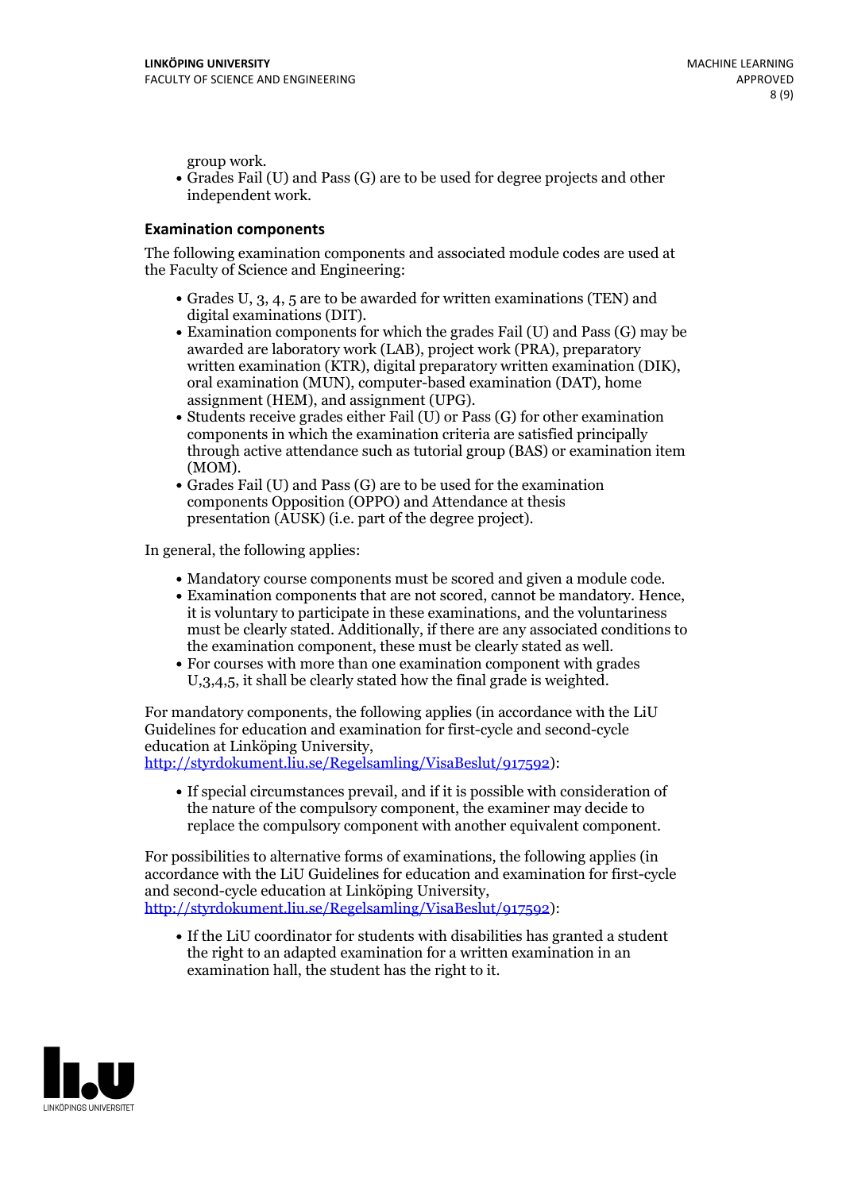group work.
- Grades Fail (U) and Pass (G) are to be used for degree projects and other independent work.

### Examination components

The following examination components and associated module codes are used at the Faculty of Science and Engineering:

- Grades U, 3, 4, 5 are to be awarded for written examinations (TEN) and digital examinations (DIT).
- Examination components for which the grades Fail (U) and Pass (G) may be awarded are laboratory work (LAB), project work (PRA), preparatory written examination (KTR), digital preparatory written examination (DIK), oral examination (MUN), computer-based examination (DAT), home assignment (HEM), and assignment (UPG).
- Students receive grades either Fail (U) or Pass (G) for other examination components in which the examination criteria are satisfied principally through active attendance such as tutorial group (BAS) or examination item (MOM).
- Grades Fail (U) and Pass (G) are to be used for the examination components Opposition (OPPO) and Attendance at thesis presentation (AUSK) (i.e. part of the degree project).

In general, the following applies:

- Mandatory course components must be scored and given a module code.
- Examination components that are not scored, cannot be mandatory. Hence, it is voluntary to participate in these examinations, and the voluntariness must be clearly stated. Additionally, if there are any associated conditions to the examination component, these must be clearly stated as well.
- For courses with more than one examination component with grades U,3,4,5, it shall be clearly stated how the final grade is weighted.

For mandatory components, the following applies (in accordance with the LiU Guidelines for education and examination for first-cycle and second-cycle education at Linköping University, http://styrdokument.liu.se/Regelsamling/VisaBeslut/917592):

- If special circumstances prevail, and if it is possible with consideration of the nature of the compulsory component, the examiner may decide to replace the compulsory component with another equivalent component.

For possibilities to alternative forms of examinations, the following applies (in accordance with the LiU Guidelines for education and examination for first-cycle and second-cycle education at Linköping University, http://styrdokument.liu.se/Regelsamling/VisaBeslut/917592):

- If the LiU coordinator for students with disabilities has granted a student the right to an adapted examination for a written examination in an examination hall, the student has the right to it.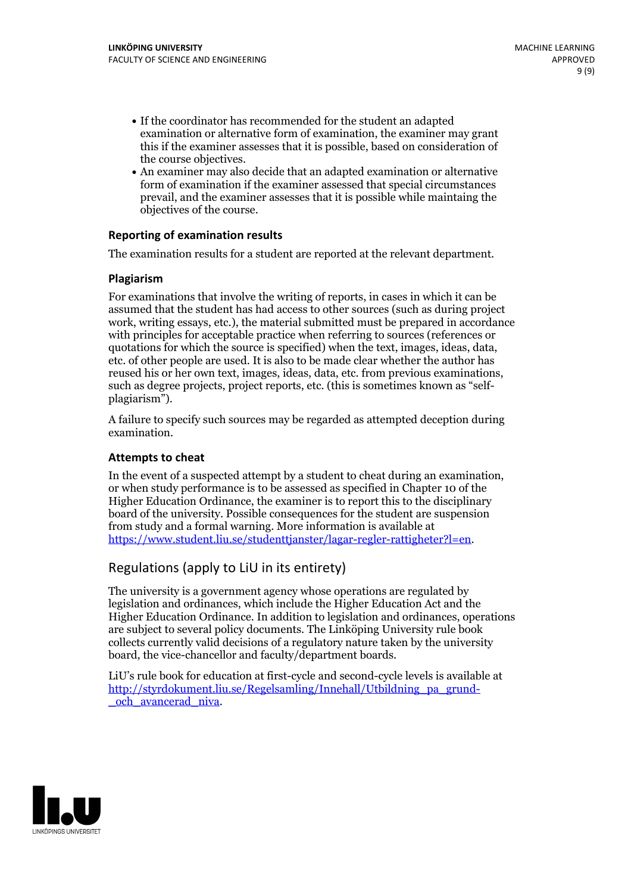- If the coordinator has recommended for the student an adapted examination or alternative form of examination, the examiner may grant this if the examiner assesses that it is possible, based on consideration of the course objectives.
- An examiner may also decide that an adapted examination or alternative form of examination if the examiner assessed that special circumstances prevail, and the examiner assesses that it is possible while maintaing the objectives of the course.

### Reporting of examination results

The examination results for a student are reported at the relevant department.

### Plagiarism

For examinations that involve the writing of reports, in cases in which it can be assumed that the student has had access to other sources (such as during project work, writing essays, etc.), the material submitted must be prepared in accordance with principles for acceptable practice when referring to sources (references or quotations for which the source is specified) when the text, images, ideas, data, etc. of other people are used. It is also to be made clear whether the author has reused his or her own text, images, ideas, data, etc. from previous examinations, such as degree projects, project reports, etc. (this is sometimes known as "self-plagiarism").

A failure to specify such sources may be regarded as attempted deception during examination.

### Attempts to cheat

In the event of a suspected attempt by a student to cheat during an examination, or when study performance is to be assessed as specified in Chapter 10 of the Higher Education Ordinance, the examiner is to report this to the disciplinary board of the university. Possible consequences for the student are suspension from study and a formal warning. More information is available at https://www.student.liu.se/studenttjanster/lagar-regler-rattigheter?l=en.

## Regulations (apply to LiU in its entirety)

The university is a government agency whose operations are regulated by legislation and ordinances, which include the Higher Education Act and the Higher Education Ordinance. In addition to legislation and ordinances, operations are subject to several policy documents. The Linköping University rule book collects currently valid decisions of a regulatory nature taken by the university board, the vice-chancellor and faculty/department boards.

LiU's rule book for education at first-cycle and second-cycle levels is available at http://styrdokument.liu.se/Regelsamling/Innehall/Utbildning_pa_grund-_och_avancerad_niva.